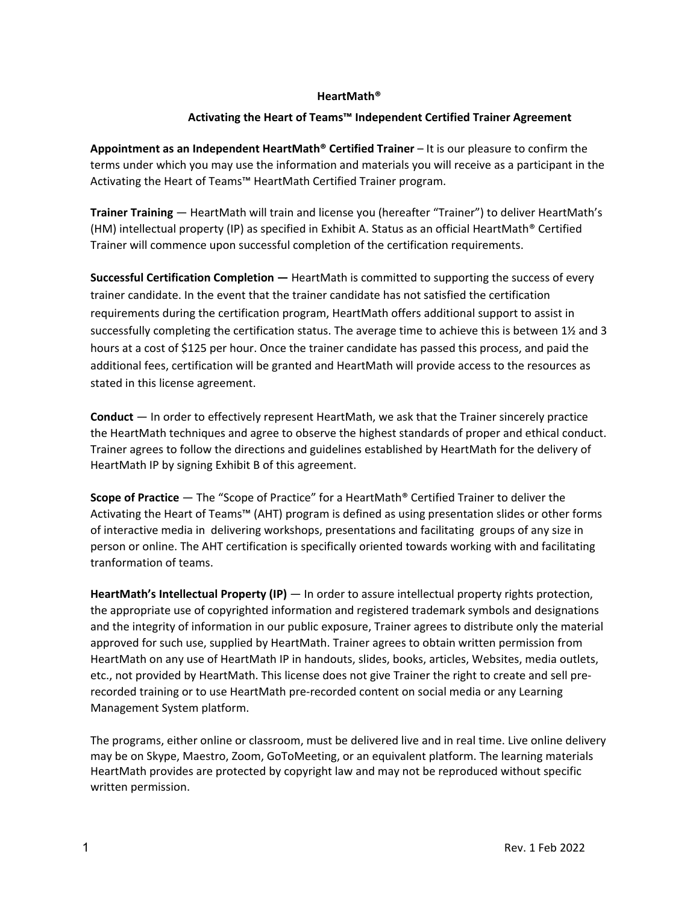# HeartMath®

## Activating the Heart of Teams™ Independent Certified Trainer Agreement

**Appointment as an Independent HeartMath® Certified Trainer** – It is our pleasure to confirm the terms under which you may use the information and materials you will receive as a participant in the Activating the Heart of Teams™ HeartMath Certified Trainer program.

**Trainer Training** — HeartMath will train and license you (hereafter "Trainer") to deliver HeartMath's (HM) intellectual property (IP) as specified in Exhibit A. Status as an official HeartMath® Certified Trainer will commence upon successful completion of the certification requirements.

**Successful Certification Completion —** HeartMath is committed to supporting the success of every trainer candidate. In the event that the trainer candidate has not satisfied the certification requirements during the certification program, HeartMath offers additional support to assist in successfully completing the certification status. The average time to achieve this is between 1½ and 3 hours at a cost of $125 per hour. Once the trainer candidate has passed this process, and paid the additional fees, certification will be granted and HeartMath will provide access to the resources as stated in this license agreement.

**Conduct** — In order to effectively represent HeartMath, we ask that the Trainer sincerely practice the HeartMath techniques and agree to observe the highest standards of proper and ethical conduct. Trainer agrees to follow the directions and guidelines established by HeartMath for the delivery of HeartMath IP by signing Exhibit B of this agreement.

**Scope of Practice** — The "Scope of Practice" for a HeartMath® Certified Trainer to deliver the Activating the Heart of Teams™ (AHT) program is defined as using presentation slides or other forms of interactive media in delivering workshops, presentations and facilitating groups of any size in person or online. The AHT certification is specifically oriented towards working with and facilitating tranformation of teams.

**HeartMath's Intellectual Property (IP)** — In order to assure intellectual property rights protection, the appropriate use of copyrighted information and registered trademark symbols and designations and the integrity of information in our public exposure, Trainer agrees to distribute only the material approved for such use, supplied by HeartMath. Trainer agrees to obtain written permission from HeartMath on any use of HeartMath IP in handouts, slides, books, articles, Websites, media outlets, etc., not provided by HeartMath. This license does not give Trainer the right to create and sell pre-recorded training or to use HeartMath pre-recorded content on social media or any Learning Management System platform.

The programs, either online or classroom, must be delivered live and in real time. Live online delivery may be on Skype, Maestro, Zoom, GoToMeeting, or an equivalent platform. The learning materials HeartMath provides are protected by copyright law and may not be reproduced without specific written permission.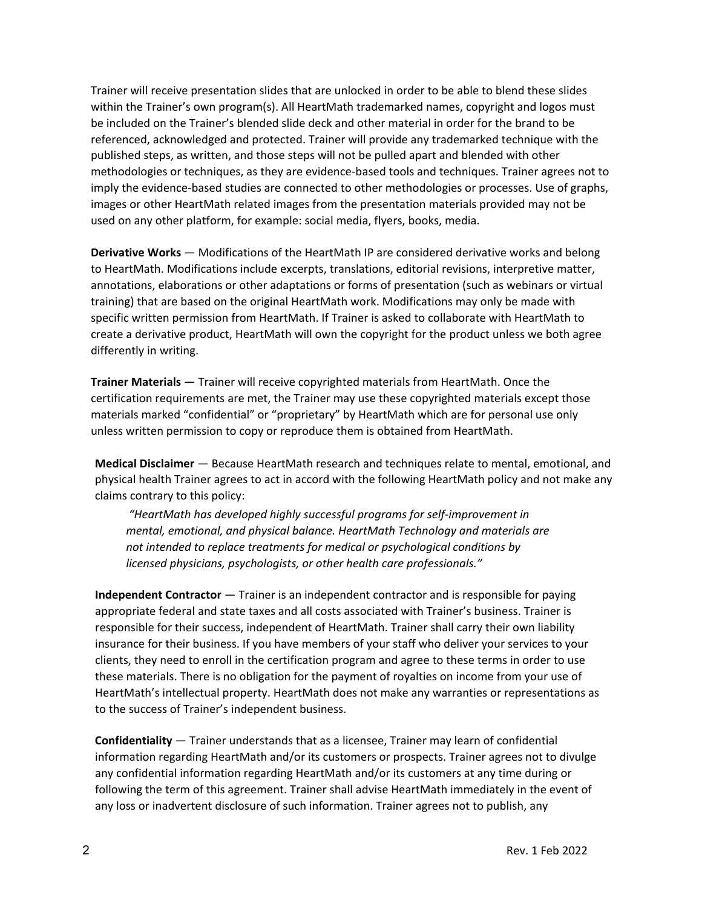Trainer will receive presentation slides that are unlocked in order to be able to blend these slides within the Trainer's own program(s). All HeartMath trademarked names, copyright and logos must be included on the Trainer's blended slide deck and other material in order for the brand to be referenced, acknowledged and protected. Trainer will provide any trademarked technique with the published steps, as written, and those steps will not be pulled apart and blended with other methodologies or techniques, as they are evidence-based tools and techniques. Trainer agrees not to imply the evidence-based studies are connected to other methodologies or processes. Use of graphs, images or other HeartMath related images from the presentation materials provided may not be used on any other platform, for example: social media, flyers, books, media.

**Derivative Works** — Modifications of the HeartMath IP are considered derivative works and belong to HeartMath. Modifications include excerpts, translations, editorial revisions, interpretive matter, annotations, elaborations or other adaptations or forms of presentation (such as webinars or virtual training) that are based on the original HeartMath work. Modifications may only be made with specific written permission from HeartMath. If Trainer is asked to collaborate with HeartMath to create a derivative product, HeartMath will own the copyright for the product unless we both agree differently in writing.

**Trainer Materials** — Trainer will receive copyrighted materials from HeartMath. Once the certification requirements are met, the Trainer may use these copyrighted materials except those materials marked "confidential" or "proprietary" by HeartMath which are for personal use only unless written permission to copy or reproduce them is obtained from HeartMath.

**Medical Disclaimer** — Because HeartMath research and techniques relate to mental, emotional, and physical health Trainer agrees to act in accord with the following HeartMath policy and not make any claims contrary to this policy:

> *"HeartMath has developed highly successful programs for self-improvement in mental, emotional, and physical balance. HeartMath Technology and materials are not intended to replace treatments for medical or psychological conditions by licensed physicians, psychologists, or other health care professionals."*

**Independent Contractor** — Trainer is an independent contractor and is responsible for paying appropriate federal and state taxes and all costs associated with Trainer's business. Trainer is responsible for their success, independent of HeartMath. Trainer shall carry their own liability insurance for their business. If you have members of your staff who deliver your services to your clients, they need to enroll in the certification program and agree to these terms in order to use these materials. There is no obligation for the payment of royalties on income from your use of HeartMath's intellectual property. HeartMath does not make any warranties or representations as to the success of Trainer's independent business.

**Confidentiality** — Trainer understands that as a licensee, Trainer may learn of confidential information regarding HeartMath and/or its customers or prospects. Trainer agrees not to divulge any confidential information regarding HeartMath and/or its customers at any time during or following the term of this agreement. Trainer shall advise HeartMath immediately in the event of any loss or inadvertent disclosure of such information. Trainer agrees not to publish, any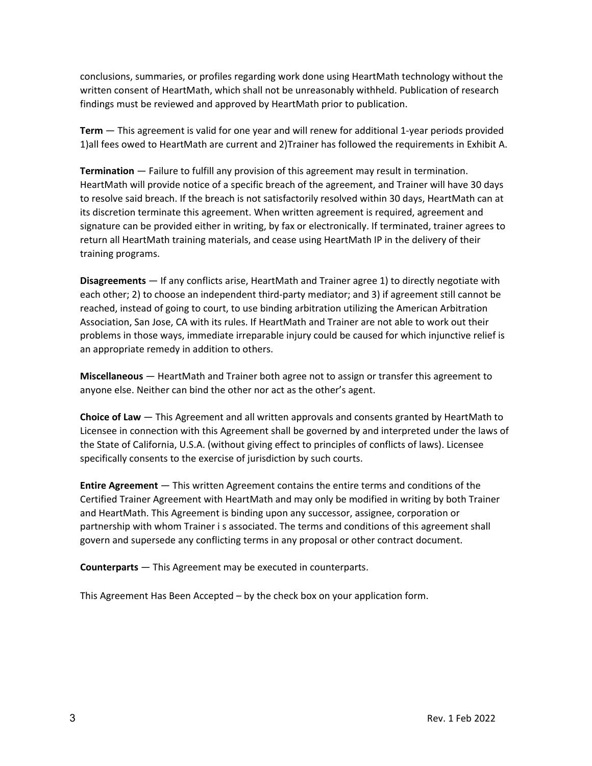conclusions, summaries, or profiles regarding work done using HeartMath technology without the written consent of HeartMath, which shall not be unreasonably withheld. Publication of research findings must be reviewed and approved by HeartMath prior to publication.

**Term** — This agreement is valid for one year and will renew for additional 1-year periods provided 1)all fees owed to HeartMath are current and 2)Trainer has followed the requirements in Exhibit A.

**Termination** — Failure to fulfill any provision of this agreement may result in termination. HeartMath will provide notice of a specific breach of the agreement, and Trainer will have 30 days to resolve said breach. If the breach is not satisfactorily resolved within 30 days, HeartMath can at its discretion terminate this agreement. When written agreement is required, agreement and signature can be provided either in writing, by fax or electronically. If terminated, trainer agrees to return all HeartMath training materials, and cease using HeartMath IP in the delivery of their training programs.

**Disagreements** — If any conflicts arise, HeartMath and Trainer agree 1) to directly negotiate with each other; 2) to choose an independent third-party mediator; and 3) if agreement still cannot be reached, instead of going to court, to use binding arbitration utilizing the American Arbitration Association, San Jose, CA with its rules. If HeartMath and Trainer are not able to work out their problems in those ways, immediate irreparable injury could be caused for which injunctive relief is an appropriate remedy in addition to others.

**Miscellaneous** — HeartMath and Trainer both agree not to assign or transfer this agreement to anyone else. Neither can bind the other nor act as the other's agent.

**Choice of Law** — This Agreement and all written approvals and consents granted by HeartMath to Licensee in connection with this Agreement shall be governed by and interpreted under the laws of the State of California, U.S.A. (without giving effect to principles of conflicts of laws). Licensee specifically consents to the exercise of jurisdiction by such courts.

**Entire Agreement** — This written Agreement contains the entire terms and conditions of the Certified Trainer Agreement with HeartMath and may only be modified in writing by both Trainer and HeartMath. This Agreement is binding upon any successor, assignee, corporation or partnership with whom Trainer i s associated. The terms and conditions of this agreement shall govern and supersede any conflicting terms in any proposal or other contract document.

**Counterparts** — This Agreement may be executed in counterparts.

This Agreement Has Been Accepted – by the check box on your application form.

Rev. 1 Feb 2022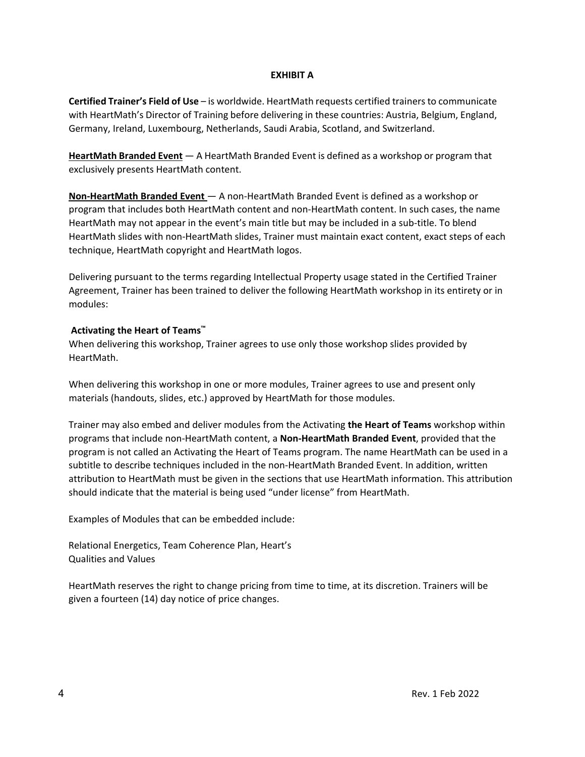# EXHIBIT A

**Certified Trainer's Field of Use** – is worldwide. HeartMath requests certified trainers to communicate with HeartMath's Director of Training before delivering in these countries: Austria, Belgium, England, Germany, Ireland, Luxembourg, Netherlands, Saudi Arabia, Scotland, and Switzerland.

**<u>HeartMath Branded Event</u>** — A HeartMath Branded Event is defined as a workshop or program that exclusively presents HeartMath content.

**<u>Non-HeartMath Branded Event</u>** — A non-HeartMath Branded Event is defined as a workshop or program that includes both HeartMath content and non-HeartMath content. In such cases, the name HeartMath may not appear in the event's main title but may be included in a sub-title. To blend HeartMath slides with non-HeartMath slides, Trainer must maintain exact content, exact steps of each technique, HeartMath copyright and HeartMath logos.

Delivering pursuant to the terms regarding Intellectual Property usage stated in the Certified Trainer Agreement, Trainer has been trained to deliver the following HeartMath workshop in its entirety or in modules:

**Activating the Heart of Teams™**

When delivering this workshop, Trainer agrees to use only those workshop slides provided by HeartMath.

When delivering this workshop in one or more modules, Trainer agrees to use and present only materials (handouts, slides, etc.) approved by HeartMath for those modules.

Trainer may also embed and deliver modules from the Activating **the Heart of Teams** workshop within programs that include non-HeartMath content, a **Non-HeartMath Branded Event**, provided that the program is not called an Activating the Heart of Teams program. The name HeartMath can be used in a subtitle to describe techniques included in the non-HeartMath Branded Event. In addition, written attribution to HeartMath must be given in the sections that use HeartMath information. This attribution should indicate that the material is being used "under license" from HeartMath.

Examples of Modules that can be embedded include:

Relational Energetics, Team Coherence Plan, Heart's Qualities and Values

HeartMath reserves the right to change pricing from time to time, at its discretion. Trainers will be given a fourteen (14) day notice of price changes.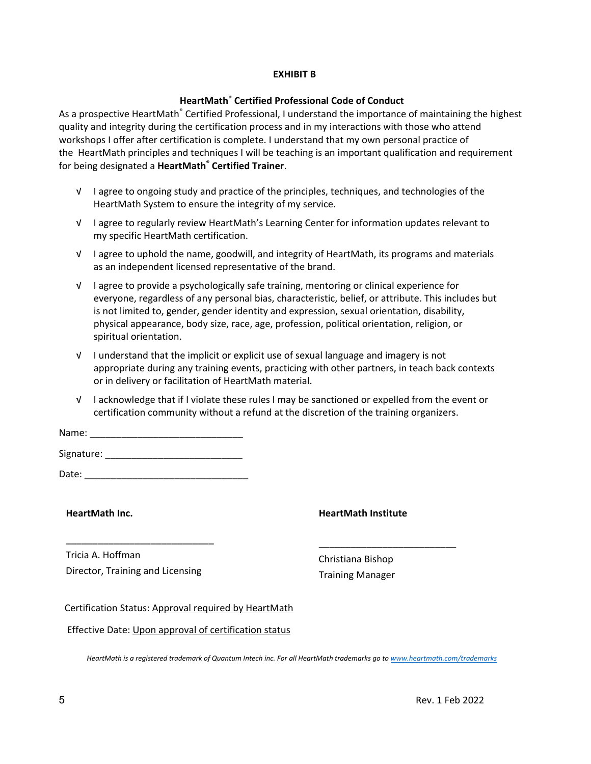**EXHIBIT B**

**HeartMath® Certified Professional Code of Conduct**

As a prospective HeartMath® Certified Professional, I understand the importance of maintaining the highest quality and integrity during the certification process and in my interactions with those who attend workshops I offer after certification is complete. I understand that my own personal practice of the HeartMath principles and techniques I will be teaching is an important qualification and requirement for being designated a **HeartMath® Certified Trainer**.

- √ I agree to ongoing study and practice of the principles, techniques, and technologies of the HeartMath System to ensure the integrity of my service.
- √ I agree to regularly review HeartMath's Learning Center for information updates relevant to my specific HeartMath certification.
- √ I agree to uphold the name, goodwill, and integrity of HeartMath, its programs and materials as an independent licensed representative of the brand.
- √ I agree to provide a psychologically safe training, mentoring or clinical experience for everyone, regardless of any personal bias, characteristic, belief, or attribute. This includes but is not limited to, gender, gender identity and expression, sexual orientation, disability, physical appearance, body size, race, age, profession, political orientation, religion, or spiritual orientation.
- √ I understand that the implicit or explicit use of sexual language and imagery is not appropriate during any training events, practicing with other partners, in teach back contexts or in delivery or facilitation of HeartMath material.
- √ I acknowledge that if I violate these rules I may be sanctioned or expelled from the event or certification community without a refund at the discretion of the training organizers.

Name: ______________________________

Signature: __________________________

Date: _______________________________

**HeartMath Inc.**

____________________________

Tricia A. Hoffman

Director, Training and Licensing

**HeartMath Institute**

__________________________

Christiana Bishop

Training Manager

Certification Status: Approval required by HeartMath

Effective Date: Upon approval of certification status

*HeartMath is a registered trademark of Quantum Intech inc. For all HeartMath trademarks go to www.heartmath.com/trademarks*

Rev. 1 Feb 2022